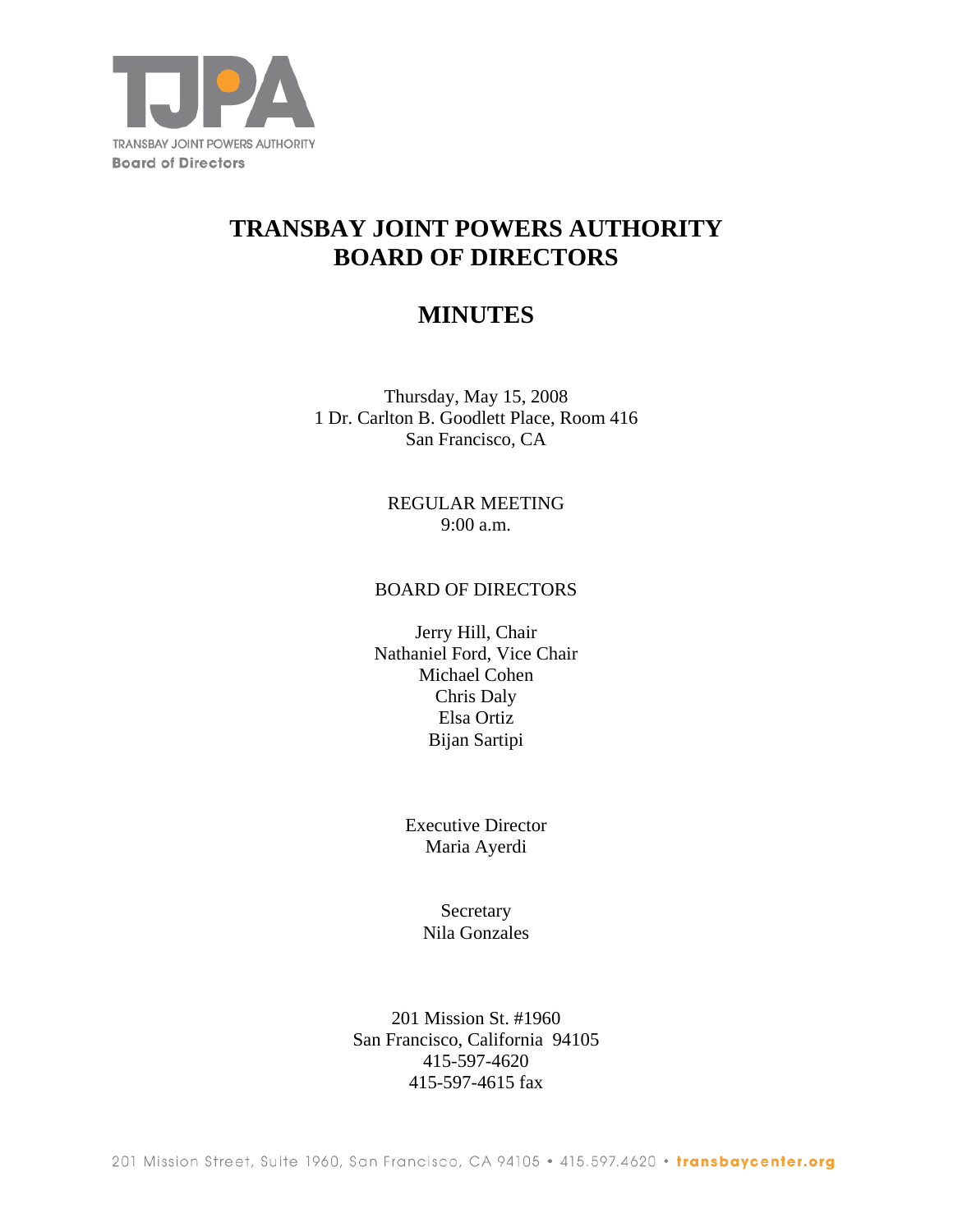TRANSBAY JOINT POWERS AUTHORITY
Board of Directors

# TRANSBAY JOINT POWERS AUTHORITY BOARD OF DIRECTORS

# MINUTES

Thursday, May 15, 2008
1 Dr. Carlton B. Goodlett Place, Room 416
San Francisco, CA

REGULAR MEETING
9:00 a.m.

BOARD OF DIRECTORS

Jerry Hill, Chair
Nathaniel Ford, Vice Chair
Michael Cohen
Chris Daly
Elsa Ortiz
Bijan Sartipi

Executive Director
Maria Ayerdi

Secretary
Nila Gonzales

201 Mission St. #1960
San Francisco, California 94105
415-597-4620
415-597-4615 fax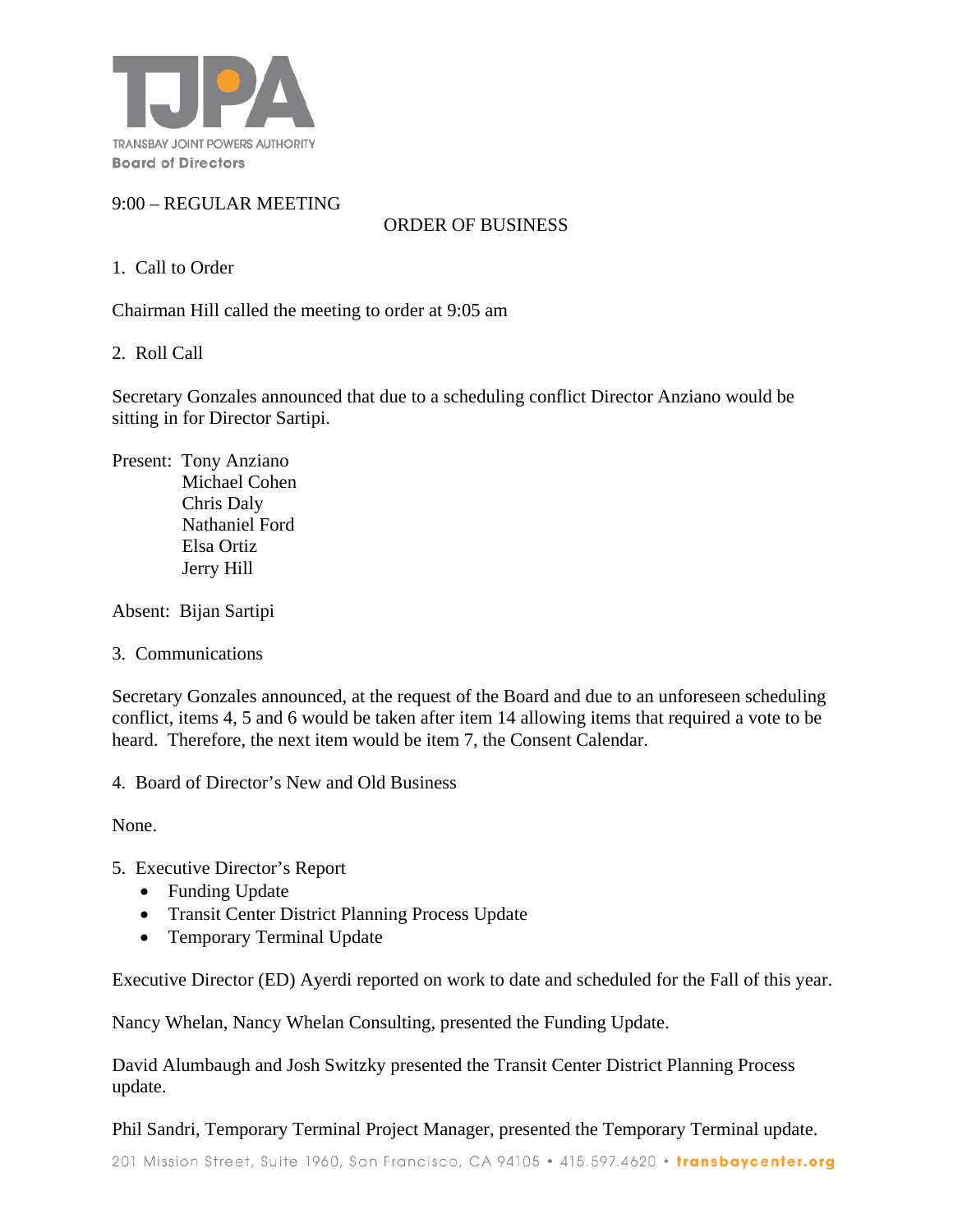TJPA

TRANSBAY JOINT POWERS AUTHORITY
**Board of Directors**

9:00 – REGULAR MEETING

ORDER OF BUSINESS

1. Call to Order

Chairman Hill called the meeting to order at 9:05 am

2. Roll Call

Secretary Gonzales announced that due to a scheduling conflict Director Anziano would be sitting in for Director Sartipi.

Present: Tony Anziano
Michael Cohen
Chris Daly
Nathaniel Ford
Elsa Ortiz
Jerry Hill

Absent: Bijan Sartipi

3. Communications

Secretary Gonzales announced, at the request of the Board and due to an unforeseen scheduling conflict, items 4, 5 and 6 would be taken after item 14 allowing items that required a vote to be heard. Therefore, the next item would be item 7, the Consent Calendar.

4. Board of Director's New and Old Business

None.

5. Executive Director's Report
   - Funding Update
   - Transit Center District Planning Process Update
   - Temporary Terminal Update

Executive Director (ED) Ayerdi reported on work to date and scheduled for the Fall of this year.

Nancy Whelan, Nancy Whelan Consulting, presented the Funding Update.

David Alumbaugh and Josh Switzky presented the Transit Center District Planning Process update.

Phil Sandri, Temporary Terminal Project Manager, presented the Temporary Terminal update.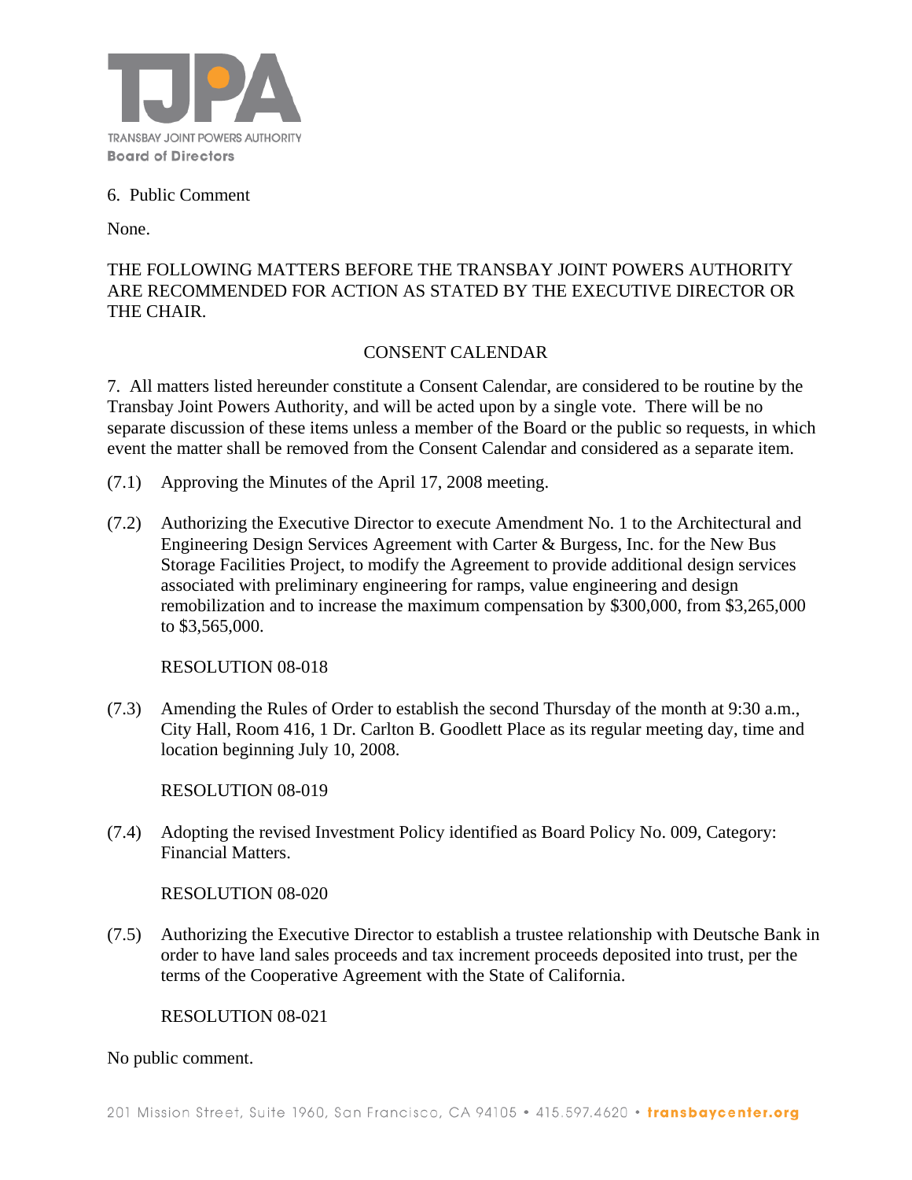6. Public Comment

None.

THE FOLLOWING MATTERS BEFORE THE TRANSBAY JOINT POWERS AUTHORITY ARE RECOMMENDED FOR ACTION AS STATED BY THE EXECUTIVE DIRECTOR OR THE CHAIR.

CONSENT CALENDAR

7. All matters listed hereunder constitute a Consent Calendar, are considered to be routine by the Transbay Joint Powers Authority, and will be acted upon by a single vote. There will be no separate discussion of these items unless a member of the Board or the public so requests, in which event the matter shall be removed from the Consent Calendar and considered as a separate item.

(7.1) Approving the Minutes of the April 17, 2008 meeting.

(7.2) Authorizing the Executive Director to execute Amendment No. 1 to the Architectural and Engineering Design Services Agreement with Carter & Burgess, Inc. for the New Bus Storage Facilities Project, to modify the Agreement to provide additional design services associated with preliminary engineering for ramps, value engineering and design remobilization and to increase the maximum compensation by $300,000, from $3,265,000 to $3,565,000.

RESOLUTION 08-018

(7.3) Amending the Rules of Order to establish the second Thursday of the month at 9:30 a.m., City Hall, Room 416, 1 Dr. Carlton B. Goodlett Place as its regular meeting day, time and location beginning July 10, 2008.

RESOLUTION 08-019

(7.4) Adopting the revised Investment Policy identified as Board Policy No. 009, Category: Financial Matters.

RESOLUTION 08-020

(7.5) Authorizing the Executive Director to establish a trustee relationship with Deutsche Bank in order to have land sales proceeds and tax increment proceeds deposited into trust, per the terms of the Cooperative Agreement with the State of California.

RESOLUTION 08-021

No public comment.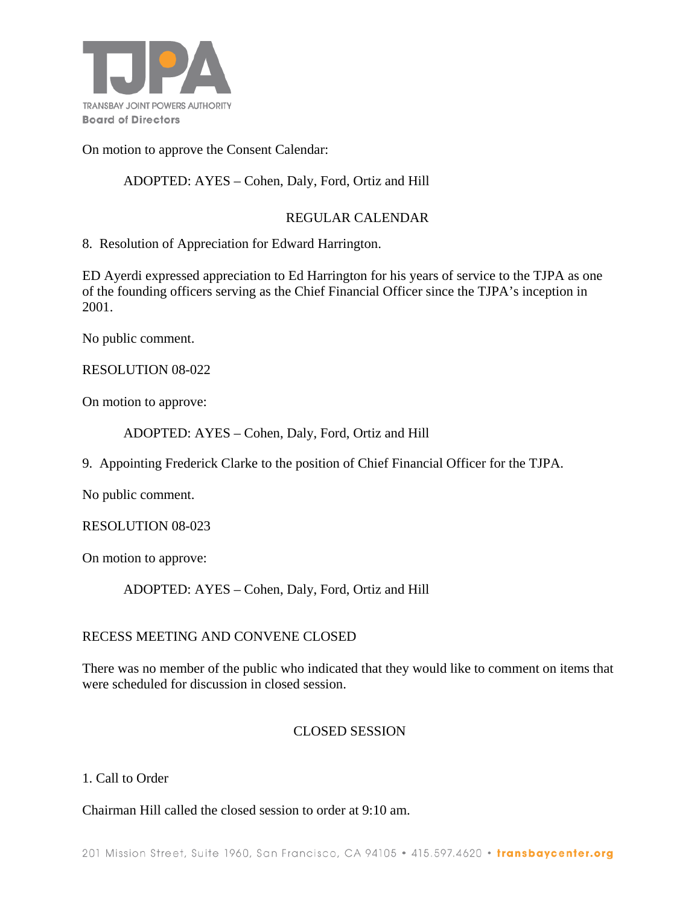On motion to approve the Consent Calendar:

ADOPTED: AYES – Cohen, Daly, Ford, Ortiz and Hill

## REGULAR CALENDAR

8. Resolution of Appreciation for Edward Harrington.

ED Ayerdi expressed appreciation to Ed Harrington for his years of service to the TJPA as one of the founding officers serving as the Chief Financial Officer since the TJPA's inception in 2001.

No public comment.

RESOLUTION 08-022

On motion to approve:

ADOPTED: AYES – Cohen, Daly, Ford, Ortiz and Hill

9. Appointing Frederick Clarke to the position of Chief Financial Officer for the TJPA.

No public comment.

RESOLUTION 08-023

On motion to approve:

ADOPTED: AYES – Cohen, Daly, Ford, Ortiz and Hill

RECESS MEETING AND CONVENE CLOSED

There was no member of the public who indicated that they would like to comment on items that were scheduled for discussion in closed session.

## CLOSED SESSION

1. Call to Order

Chairman Hill called the closed session to order at 9:10 am.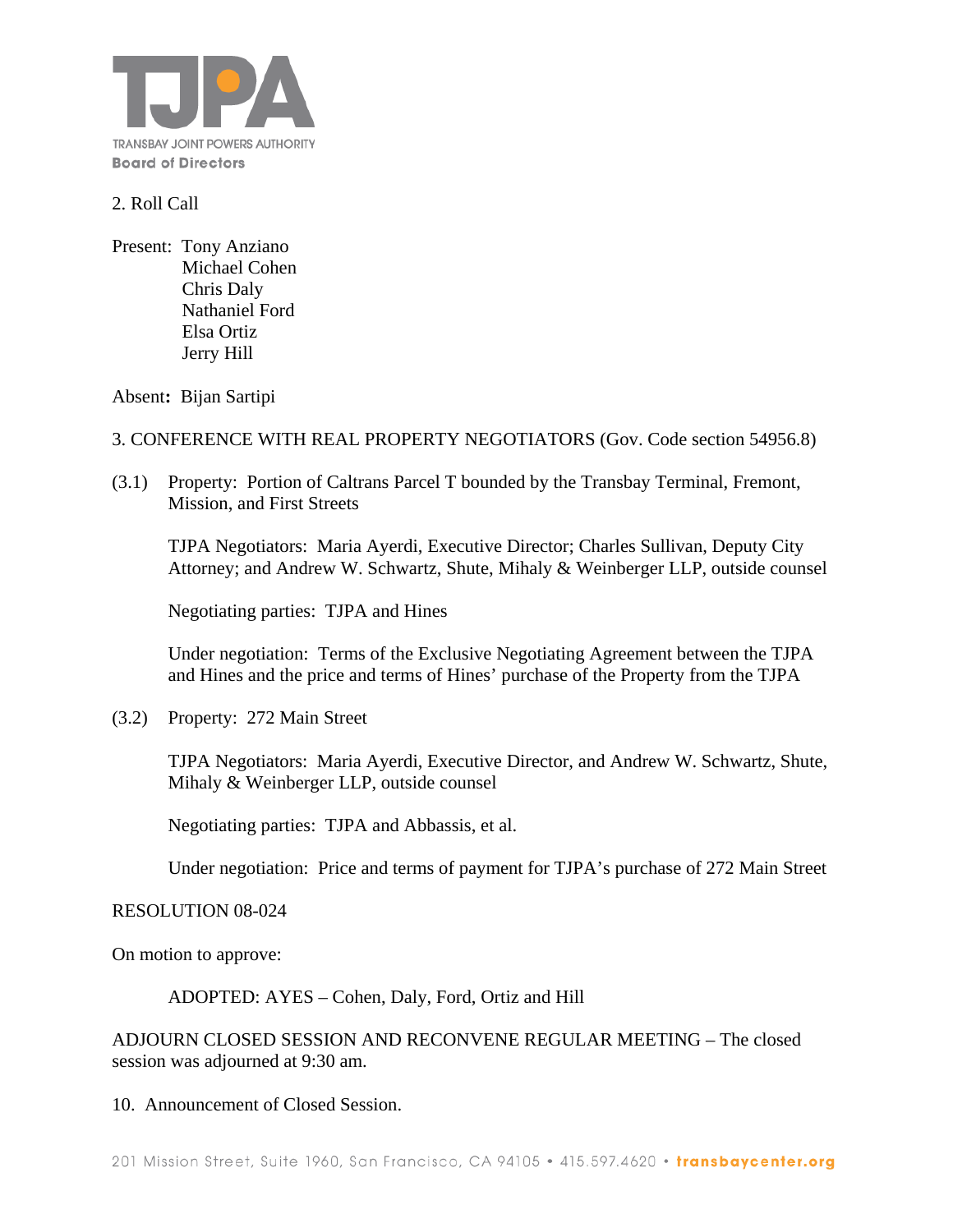2. Roll Call

Present: Tony Anziano
Michael Cohen
Chris Daly
Nathaniel Ford
Elsa Ortiz
Jerry Hill

Absent**:** Bijan Sartipi

3. CONFERENCE WITH REAL PROPERTY NEGOTIATORS (Gov. Code section 54956.8)

(3.1) Property: Portion of Caltrans Parcel T bounded by the Transbay Terminal, Fremont, Mission, and First Streets

TJPA Negotiators: Maria Ayerdi, Executive Director; Charles Sullivan, Deputy City Attorney; and Andrew W. Schwartz, Shute, Mihaly & Weinberger LLP, outside counsel

Negotiating parties: TJPA and Hines

Under negotiation: Terms of the Exclusive Negotiating Agreement between the TJPA and Hines and the price and terms of Hines' purchase of the Property from the TJPA

(3.2) Property: 272 Main Street

TJPA Negotiators: Maria Ayerdi, Executive Director, and Andrew W. Schwartz, Shute, Mihaly & Weinberger LLP, outside counsel

Negotiating parties: TJPA and Abbassis, et al.

Under negotiation: Price and terms of payment for TJPA's purchase of 272 Main Street

RESOLUTION 08-024

On motion to approve:

ADOPTED: AYES – Cohen, Daly, Ford, Ortiz and Hill

ADJOURN CLOSED SESSION AND RECONVENE REGULAR MEETING – The closed session was adjourned at 9:30 am.

10. Announcement of Closed Session.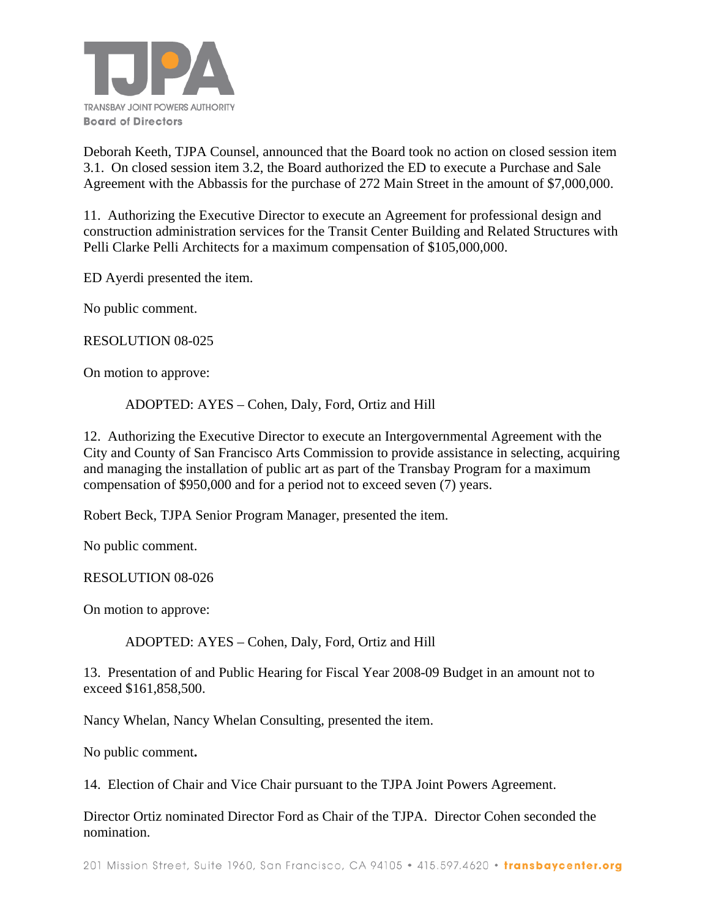Deborah Keeth, TJPA Counsel, announced that the Board took no action on closed session item 3.1. On closed session item 3.2, the Board authorized the ED to execute a Purchase and Sale Agreement with the Abbassis for the purchase of 272 Main Street in the amount of $7,000,000.

11. Authorizing the Executive Director to execute an Agreement for professional design and construction administration services for the Transit Center Building and Related Structures with Pelli Clarke Pelli Architects for a maximum compensation of $105,000,000.

ED Ayerdi presented the item.

No public comment.

RESOLUTION 08-025

On motion to approve:

> ADOPTED: AYES – Cohen, Daly, Ford, Ortiz and Hill

12. Authorizing the Executive Director to execute an Intergovernmental Agreement with the City and County of San Francisco Arts Commission to provide assistance in selecting, acquiring and managing the installation of public art as part of the Transbay Program for a maximum compensation of $950,000 and for a period not to exceed seven (7) years.

Robert Beck, TJPA Senior Program Manager, presented the item.

No public comment.

RESOLUTION 08-026

On motion to approve:

> ADOPTED: AYES – Cohen, Daly, Ford, Ortiz and Hill

13. Presentation of and Public Hearing for Fiscal Year 2008-09 Budget in an amount not to exceed $161,858,500.

Nancy Whelan, Nancy Whelan Consulting, presented the item.

No public comment**.**

14. Election of Chair and Vice Chair pursuant to the TJPA Joint Powers Agreement.

Director Ortiz nominated Director Ford as Chair of the TJPA. Director Cohen seconded the nomination.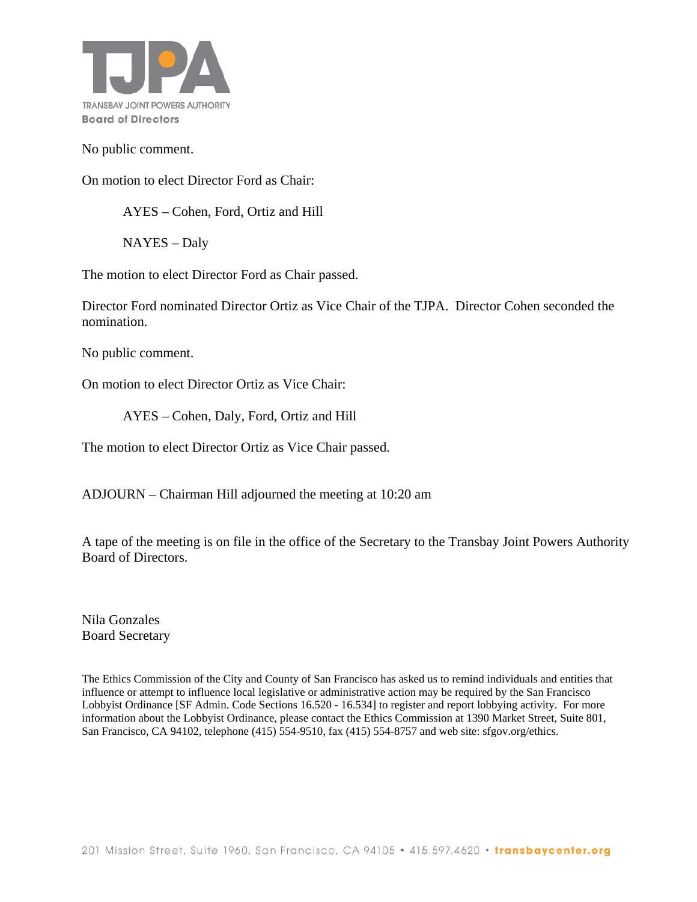No public comment.

On motion to elect Director Ford as Chair:

AYES – Cohen, Ford, Ortiz and Hill

NAYES – Daly

The motion to elect Director Ford as Chair passed.

Director Ford nominated Director Ortiz as Vice Chair of the TJPA. Director Cohen seconded the nomination.

No public comment.

On motion to elect Director Ortiz as Vice Chair:

AYES – Cohen, Daly, Ford, Ortiz and Hill

The motion to elect Director Ortiz as Vice Chair passed.

ADJOURN – Chairman Hill adjourned the meeting at 10:20 am

A tape of the meeting is on file in the office of the Secretary to the Transbay Joint Powers Authority Board of Directors.

Nila Gonzales
Board Secretary

The Ethics Commission of the City and County of San Francisco has asked us to remind individuals and entities that influence or attempt to influence local legislative or administrative action may be required by the San Francisco Lobbyist Ordinance [SF Admin. Code Sections 16.520 - 16.534] to register and report lobbying activity. For more information about the Lobbyist Ordinance, please contact the Ethics Commission at 1390 Market Street, Suite 801, San Francisco, CA 94102, telephone (415) 554-9510, fax (415) 554-8757 and web site: sfgov.org/ethics.